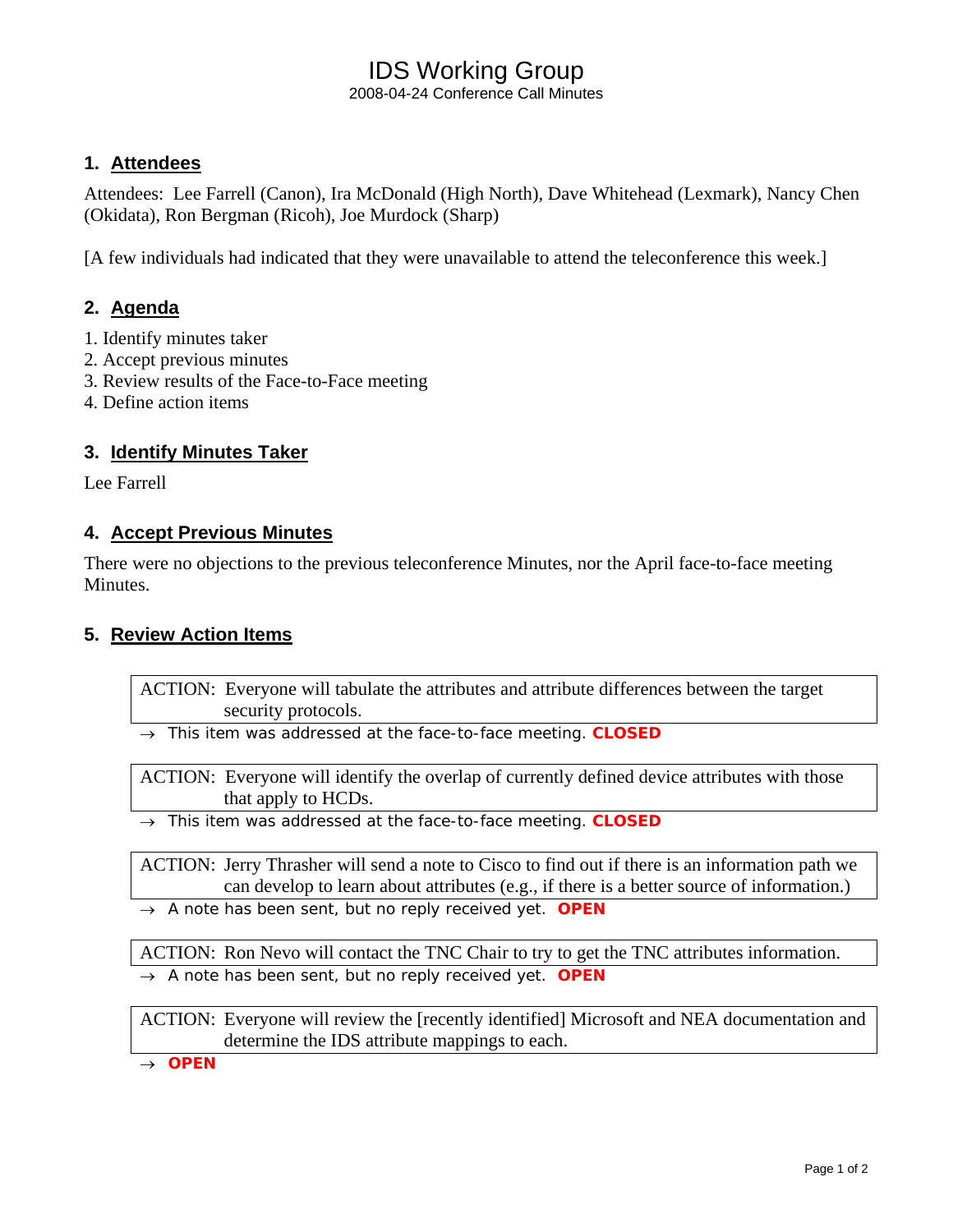# IDS Working Group

2008-04-24 Conference Call Minutes

## 1. Attendees

Attendees: Lee Farrell (Canon), Ira McDonald (High North), Dave Whitehead (Lexmark), Nancy Chen (Okidata), Ron Bergman (Ricoh), Joe Murdock (Sharp)

[A few individuals had indicated that they were unavailable to attend the teleconference this week.]

## 2. Agenda

1. Identify minutes taker
2. Accept previous minutes
3. Review results of the Face-to-Face meeting
4. Define action items

## 3. Identify Minutes Taker

Lee Farrell

## 4. Accept Previous Minutes

There were no objections to the previous teleconference Minutes, nor the April face-to-face meeting Minutes.

## 5. Review Action Items

ACTION: Everyone will tabulate the attributes and attribute differences between the target security protocols.

→ This item was addressed at the face-to-face meeting. **CLOSED**

ACTION: Everyone will identify the overlap of currently defined device attributes with those that apply to HCDs.

→ This item was addressed at the face-to-face meeting. **CLOSED**

ACTION: Jerry Thrasher will send a note to Cisco to find out if there is an information path we can develop to learn about attributes (e.g., if there is a better source of information.)

→ A note has been sent, but no reply received yet. **OPEN**

ACTION: Ron Nevo will contact the TNC Chair to try to get the TNC attributes information.

→ A note has been sent, but no reply received yet. **OPEN**

ACTION: Everyone will review the [recently identified] Microsoft and NEA documentation and determine the IDS attribute mappings to each.

→ **OPEN**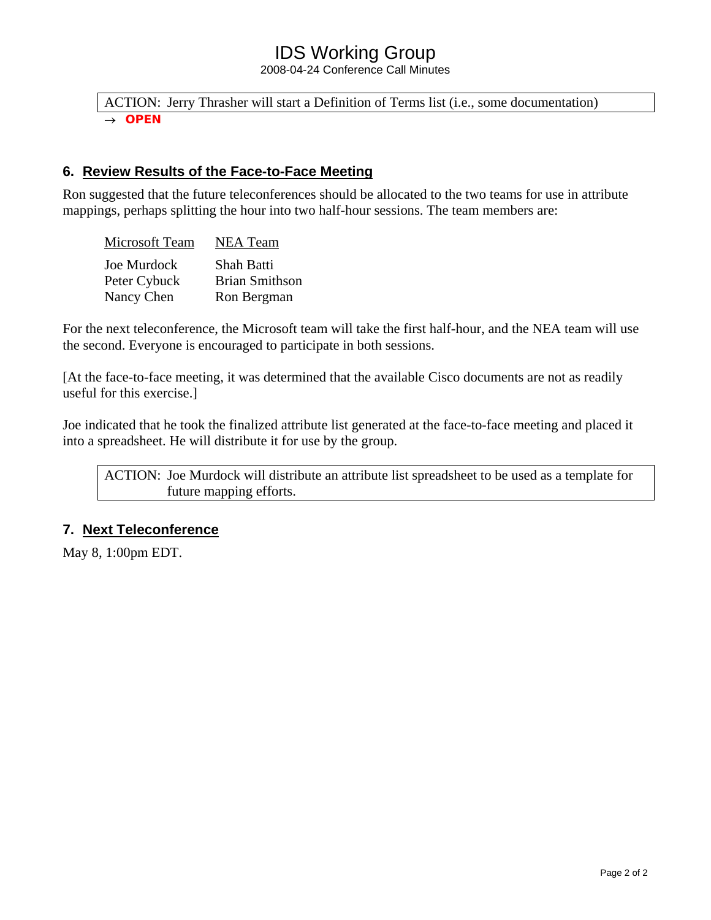ACTION: Jerry Thrasher will start a Definition of Terms list (i.e., some documentation)

→ **OPEN**

## 6. Review Results of the Face-to-Face Meeting

Ron suggested that the future teleconferences should be allocated to the two teams for use in attribute mappings, perhaps splitting the hour into two half-hour sessions. The team members are:

| Microsoft Team | NEA Team |
|---|---|
| Joe Murdock | Shah Batti |
| Peter Cybuck | Brian Smithson |
| Nancy Chen | Ron Bergman |

For the next teleconference, the Microsoft team will take the first half-hour, and the NEA team will use the second. Everyone is encouraged to participate in both sessions.

[At the face-to-face meeting, it was determined that the available Cisco documents are not as readily useful for this exercise.]

Joe indicated that he took the finalized attribute list generated at the face-to-face meeting and placed it into a spreadsheet. He will distribute it for use by the group.

ACTION: Joe Murdock will distribute an attribute list spreadsheet to be used as a template for future mapping efforts.

## 7. Next Teleconference

May 8, 1:00pm EDT.